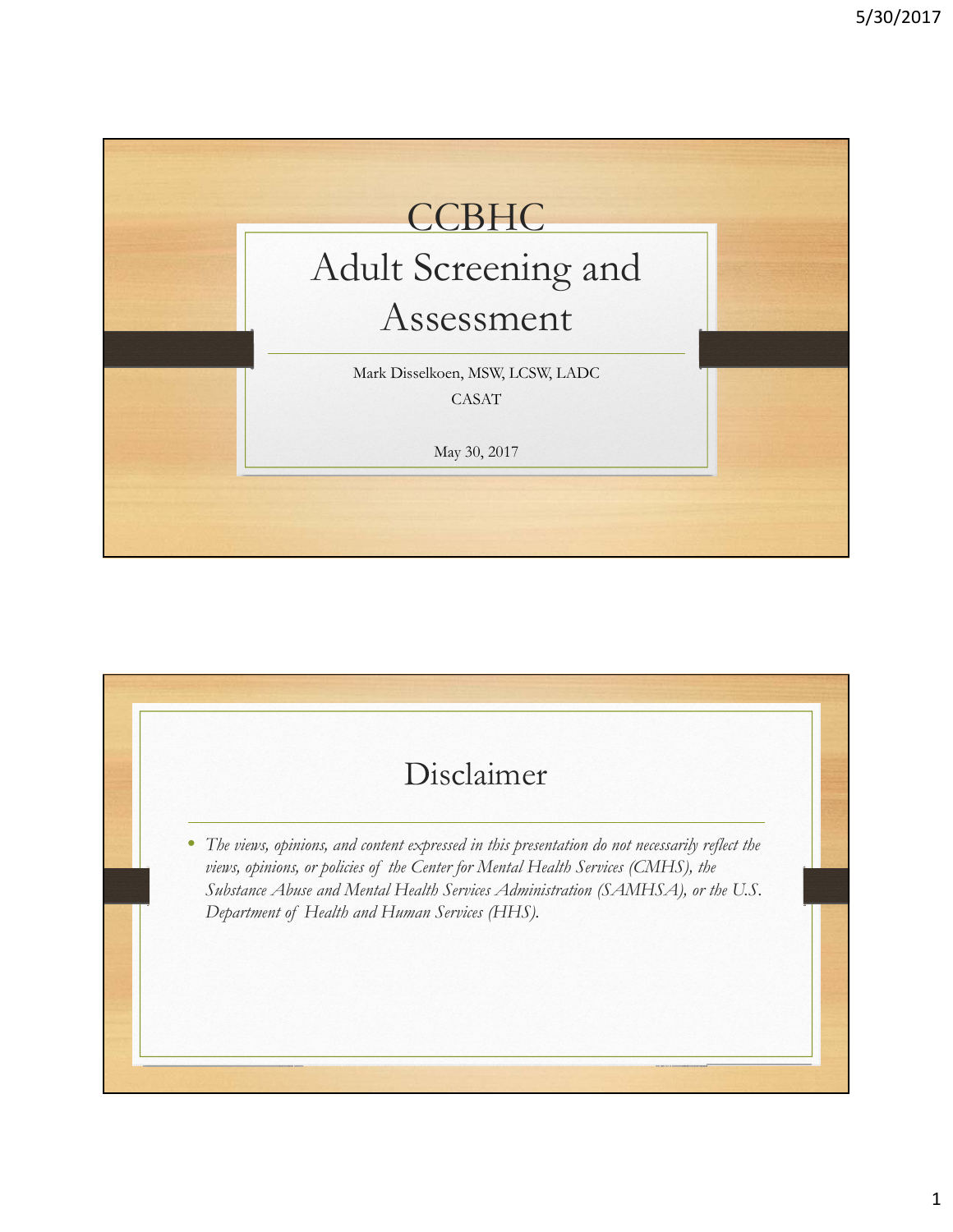# CCBHC
# Adult Screening and Assessment

Mark Disselkoen, MSW, LCSW, LADC

CASAT

May 30, 2017

## Disclaimer

- *The views, opinions, and content expressed in this presentation do not necessarily reflect the views, opinions, or policies of the Center for Mental Health Services (CMHS), the Substance Abuse and Mental Health Services Administration (SAMHSA), or the U.S. Department of Health and Human Services (HHS).*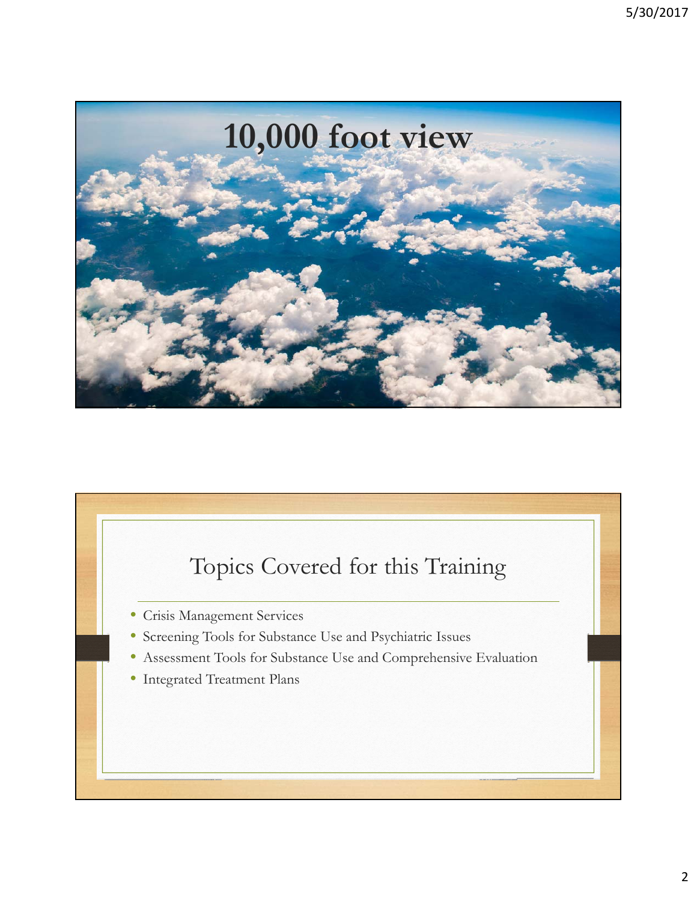# 10,000 foot view

## Topics Covered for this Training

- Crisis Management Services
- Screening Tools for Substance Use and Psychiatric Issues
- Assessment Tools for Substance Use and Comprehensive Evaluation
- Integrated Treatment Plans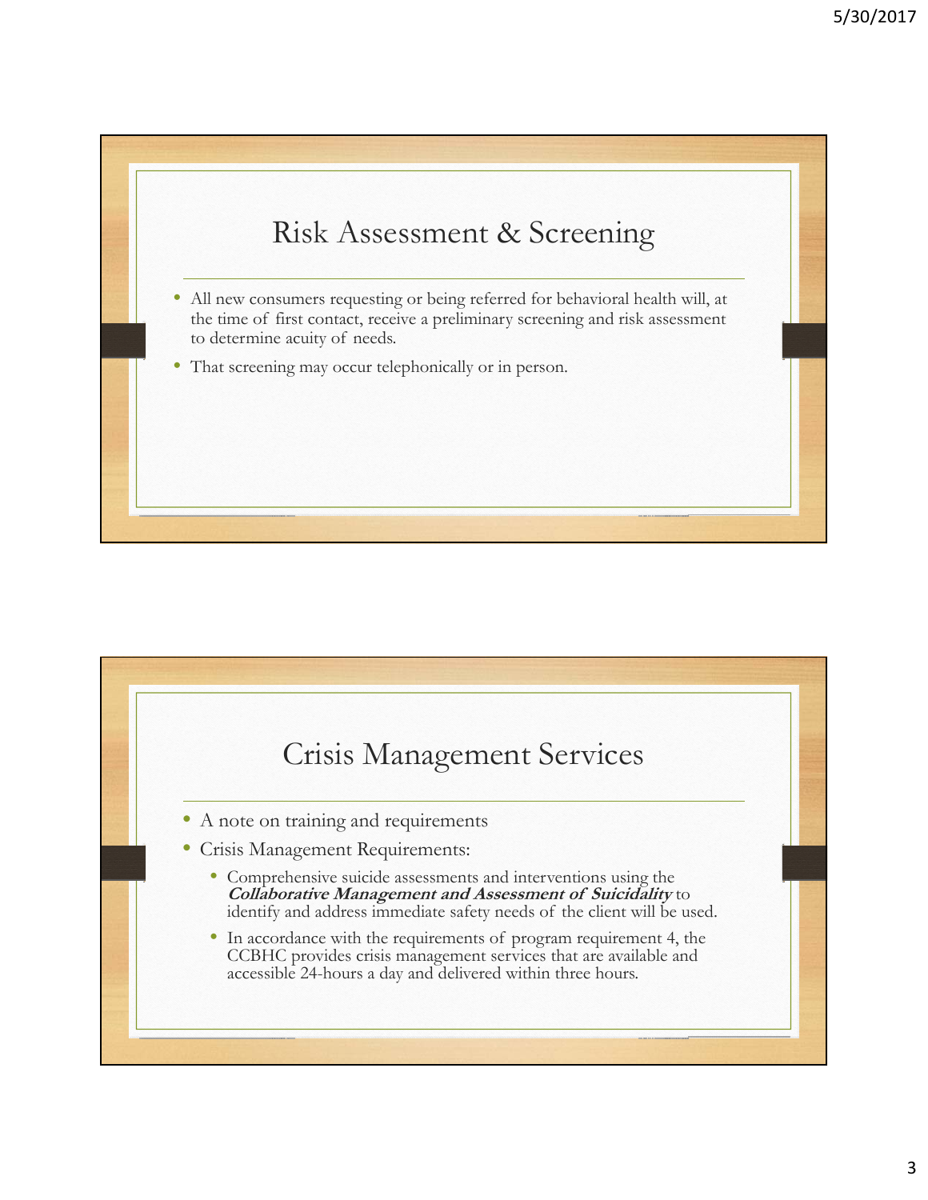## Risk Assessment & Screening

- All new consumers requesting or being referred for behavioral health will, at the time of first contact, receive a preliminary screening and risk assessment to determine acuity of needs.
- That screening may occur telephonically or in person.

## Crisis Management Services

- A note on training and requirements
- Crisis Management Requirements:
  - Comprehensive suicide assessments and interventions using the ***Collaborative Management and Assessment of Suicidality*** to identify and address immediate safety needs of the client will be used.
  - In accordance with the requirements of program requirement 4, the CCBHC provides crisis management services that are available and accessible 24-hours a day and delivered within three hours.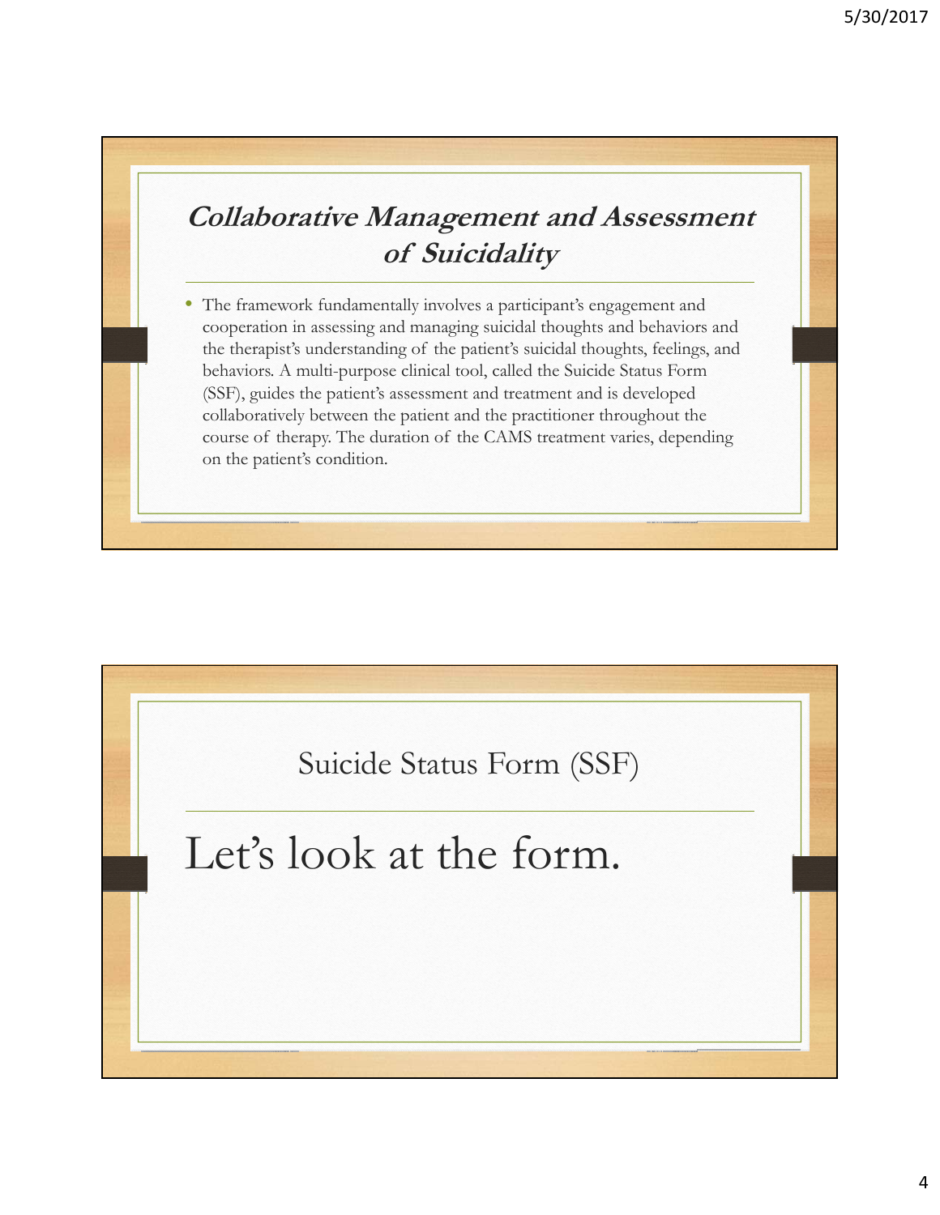## *Collaborative Management and Assessment of Suicidality*

- The framework fundamentally involves a participant's engagement and cooperation in assessing and managing suicidal thoughts and behaviors and the therapist's understanding of the patient's suicidal thoughts, feelings, and behaviors. A multi-purpose clinical tool, called the Suicide Status Form (SSF), guides the patient's assessment and treatment and is developed collaboratively between the patient and the practitioner throughout the course of therapy. The duration of the CAMS treatment varies, depending on the patient's condition.

## Suicide Status Form (SSF)

Let's look at the form.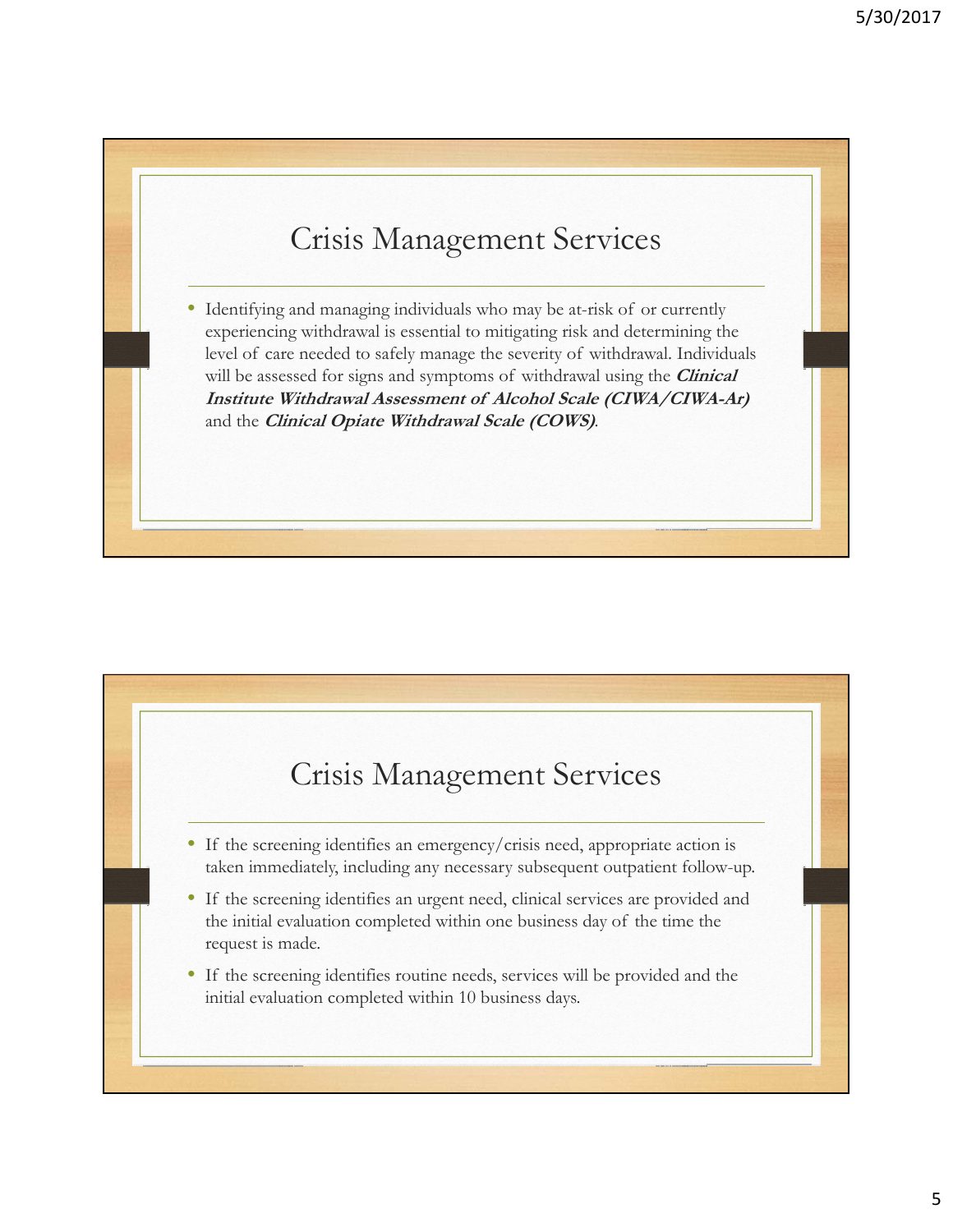## Crisis Management Services

- Identifying and managing individuals who may be at-risk of or currently experiencing withdrawal is essential to mitigating risk and determining the level of care needed to safely manage the severity of withdrawal. Individuals will be assessed for signs and symptoms of withdrawal using the ***Clinical Institute Withdrawal Assessment of Alcohol Scale (CIWA/CIWA-Ar)*** and the ***Clinical Opiate Withdrawal Scale (COWS)***.

## Crisis Management Services

- If the screening identifies an emergency/crisis need, appropriate action is taken immediately, including any necessary subsequent outpatient follow-up.
- If the screening identifies an urgent need, clinical services are provided and the initial evaluation completed within one business day of the time the request is made.
- If the screening identifies routine needs, services will be provided and the initial evaluation completed within 10 business days.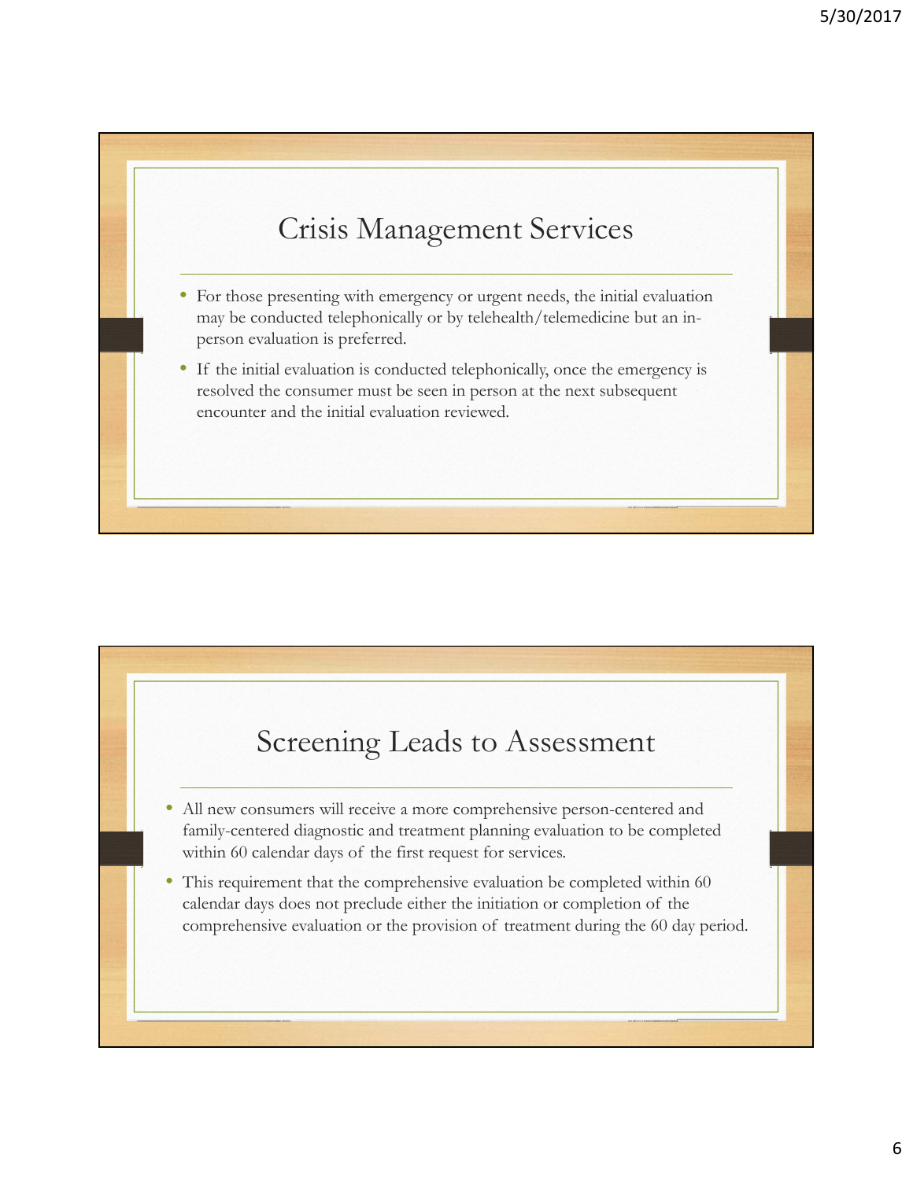## Crisis Management Services

- For those presenting with emergency or urgent needs, the initial evaluation may be conducted telephonically or by telehealth/telemedicine but an in-person evaluation is preferred.
- If the initial evaluation is conducted telephonically, once the emergency is resolved the consumer must be seen in person at the next subsequent encounter and the initial evaluation reviewed.

## Screening Leads to Assessment

- All new consumers will receive a more comprehensive person-centered and family-centered diagnostic and treatment planning evaluation to be completed within 60 calendar days of the first request for services.
- This requirement that the comprehensive evaluation be completed within 60 calendar days does not preclude either the initiation or completion of the comprehensive evaluation or the provision of treatment during the 60 day period.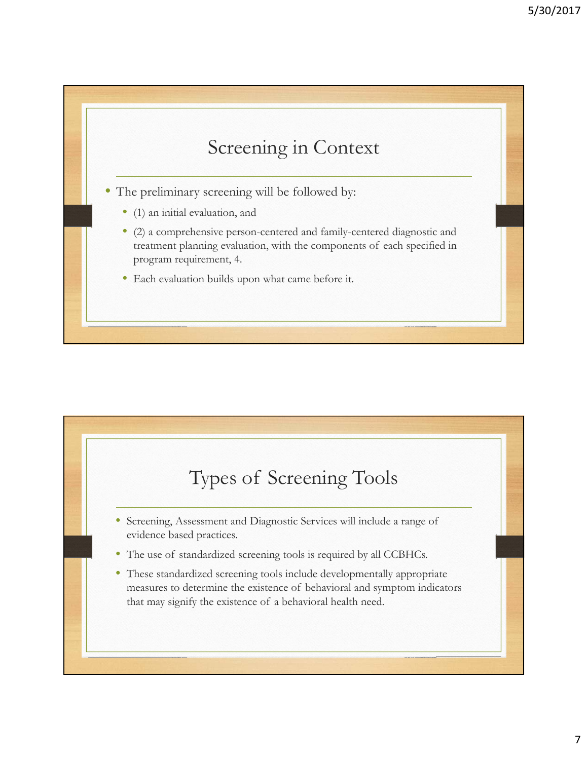## Screening in Context

- The preliminary screening will be followed by:
  - (1) an initial evaluation, and
  - (2) a comprehensive person-centered and family-centered diagnostic and treatment planning evaluation, with the components of each specified in program requirement, 4.
  - Each evaluation builds upon what came before it.

## Types of Screening Tools

- Screening, Assessment and Diagnostic Services will include a range of evidence based practices.
- The use of standardized screening tools is required by all CCBHCs.
- These standardized screening tools include developmentally appropriate measures to determine the existence of behavioral and symptom indicators that may signify the existence of a behavioral health need.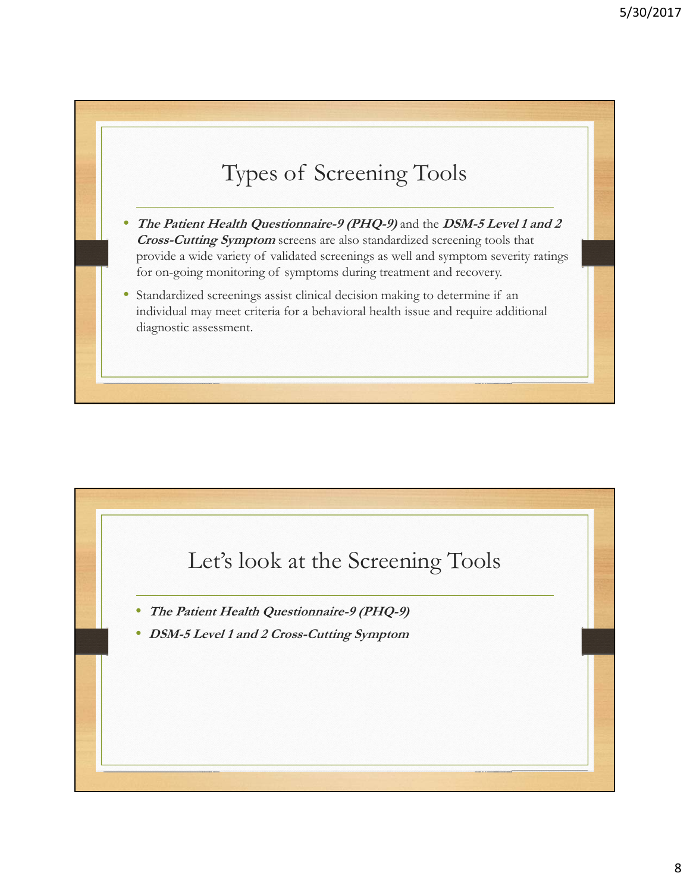## Types of Screening Tools

- ***The Patient Health Questionnaire-9 (PHQ-9)*** and the ***DSM-5 Level 1 and 2 Cross-Cutting Symptom*** screens are also standardized screening tools that provide a wide variety of validated screenings as well and symptom severity ratings for on-going monitoring of symptoms during treatment and recovery.
- Standardized screenings assist clinical decision making to determine if an individual may meet criteria for a behavioral health issue and require additional diagnostic assessment.

## Let's look at the Screening Tools

- ***The Patient Health Questionnaire-9 (PHQ-9)***
- ***DSM-5 Level 1 and 2 Cross-Cutting Symptom***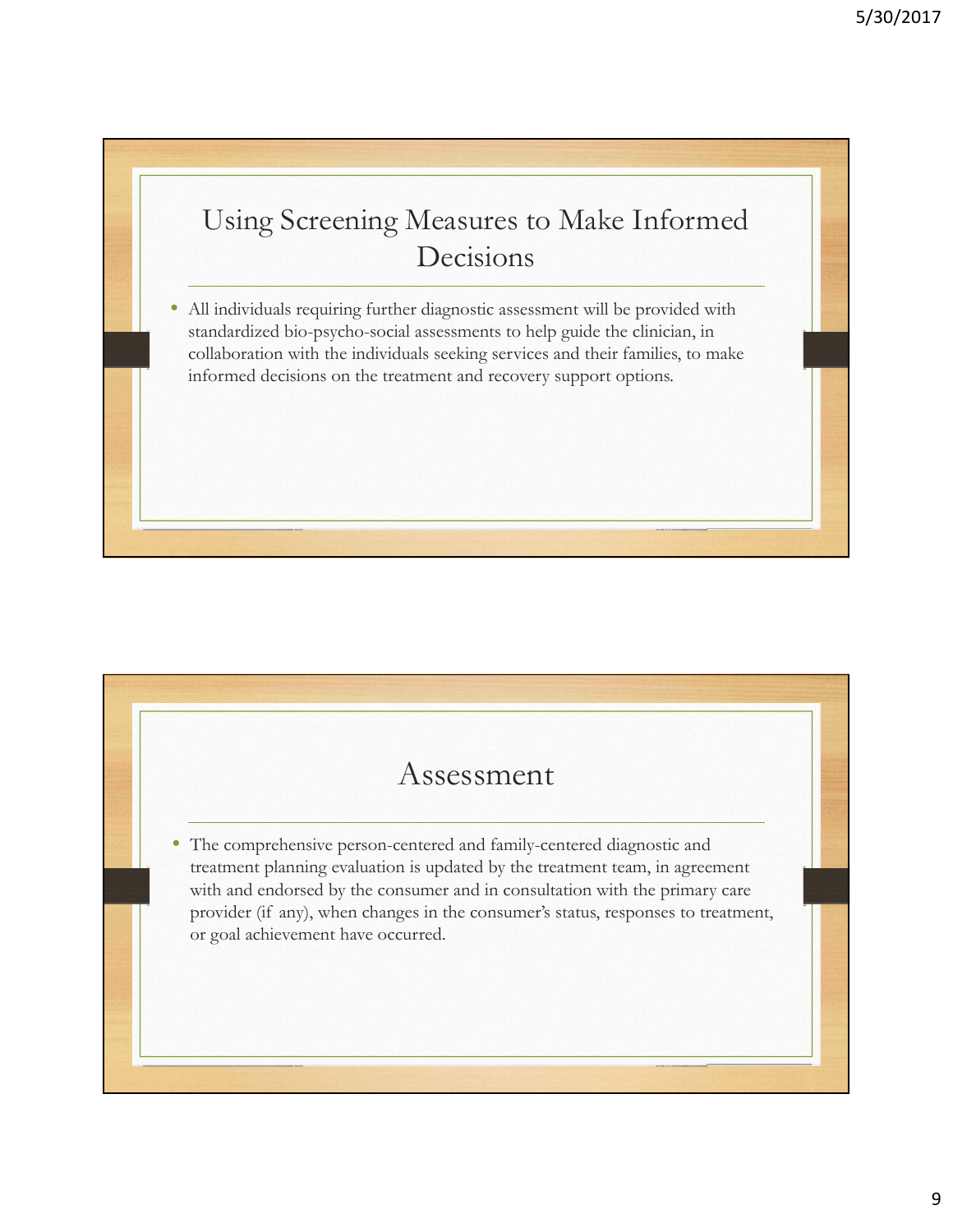## Using Screening Measures to Make Informed Decisions

- All individuals requiring further diagnostic assessment will be provided with standardized bio-psycho-social assessments to help guide the clinician, in collaboration with the individuals seeking services and their families, to make informed decisions on the treatment and recovery support options.

## Assessment

- The comprehensive person-centered and family-centered diagnostic and treatment planning evaluation is updated by the treatment team, in agreement with and endorsed by the consumer and in consultation with the primary care provider (if any), when changes in the consumer's status, responses to treatment, or goal achievement have occurred.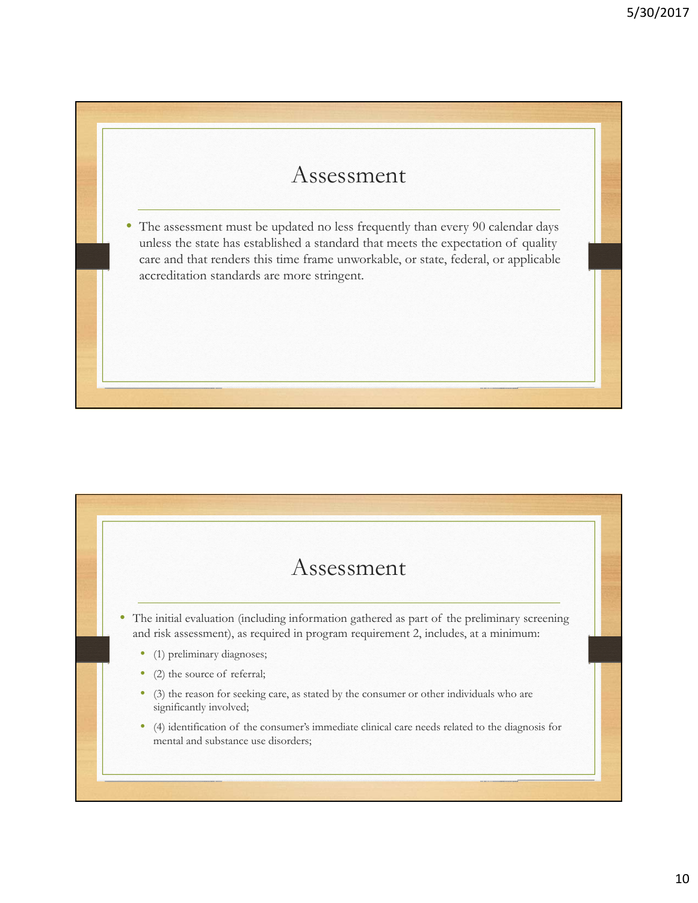# Assessment

- The assessment must be updated no less frequently than every 90 calendar days unless the state has established a standard that meets the expectation of quality care and that renders this time frame unworkable, or state, federal, or applicable accreditation standards are more stringent.

# Assessment

- The initial evaluation (including information gathered as part of the preliminary screening and risk assessment), as required in program requirement 2, includes, at a minimum:
  - (1) preliminary diagnoses;
  - (2) the source of referral;
  - (3) the reason for seeking care, as stated by the consumer or other individuals who are significantly involved;
  - (4) identification of the consumer's immediate clinical care needs related to the diagnosis for mental and substance use disorders;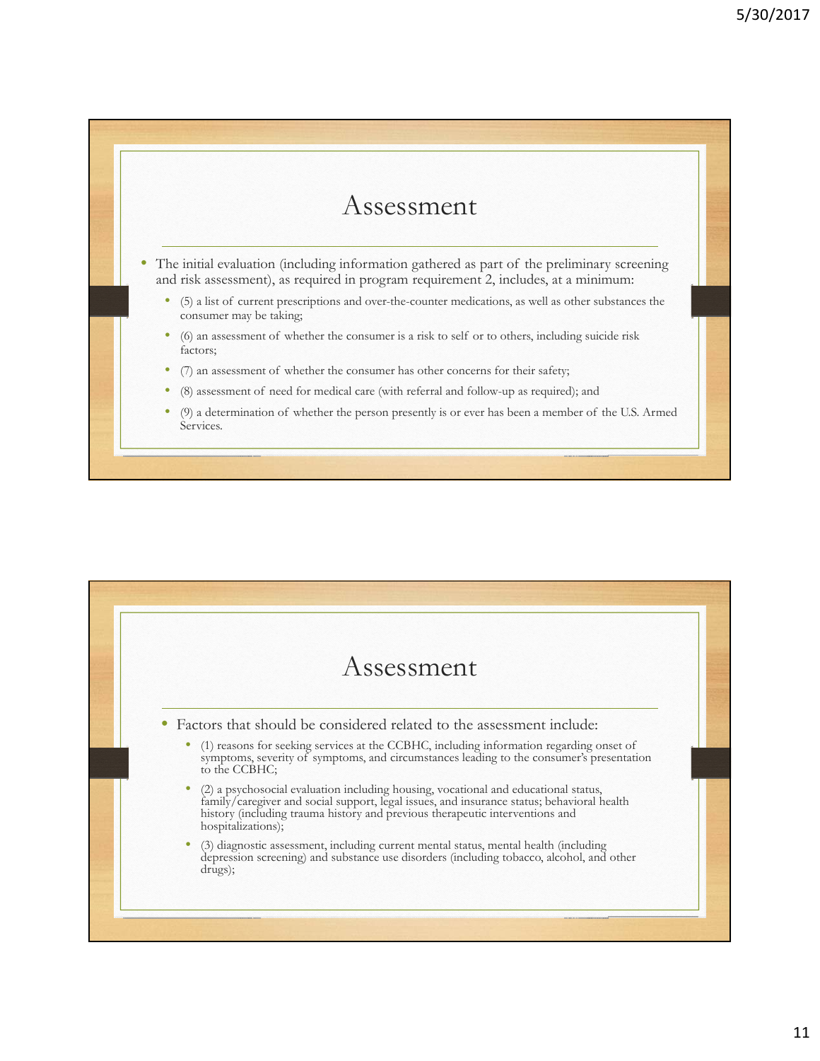## Assessment

- The initial evaluation (including information gathered as part of the preliminary screening and risk assessment), as required in program requirement 2, includes, at a minimum:
  - (5) a list of current prescriptions and over-the-counter medications, as well as other substances the consumer may be taking;
  - (6) an assessment of whether the consumer is a risk to self or to others, including suicide risk factors;
  - (7) an assessment of whether the consumer has other concerns for their safety;
  - (8) assessment of need for medical care (with referral and follow-up as required); and
  - (9) a determination of whether the person presently is or ever has been a member of the U.S. Armed Services.

## Assessment

- Factors that should be considered related to the assessment include:
  - (1) reasons for seeking services at the CCBHC, including information regarding onset of symptoms, severity of symptoms, and circumstances leading to the consumer's presentation to the CCBHC;
  - (2) a psychosocial evaluation including housing, vocational and educational status, family/caregiver and social support, legal issues, and insurance status; behavioral health history (including trauma history and previous therapeutic interventions and hospitalizations);
  - (3) diagnostic assessment, including current mental status, mental health (including depression screening) and substance use disorders (including tobacco, alcohol, and other drugs);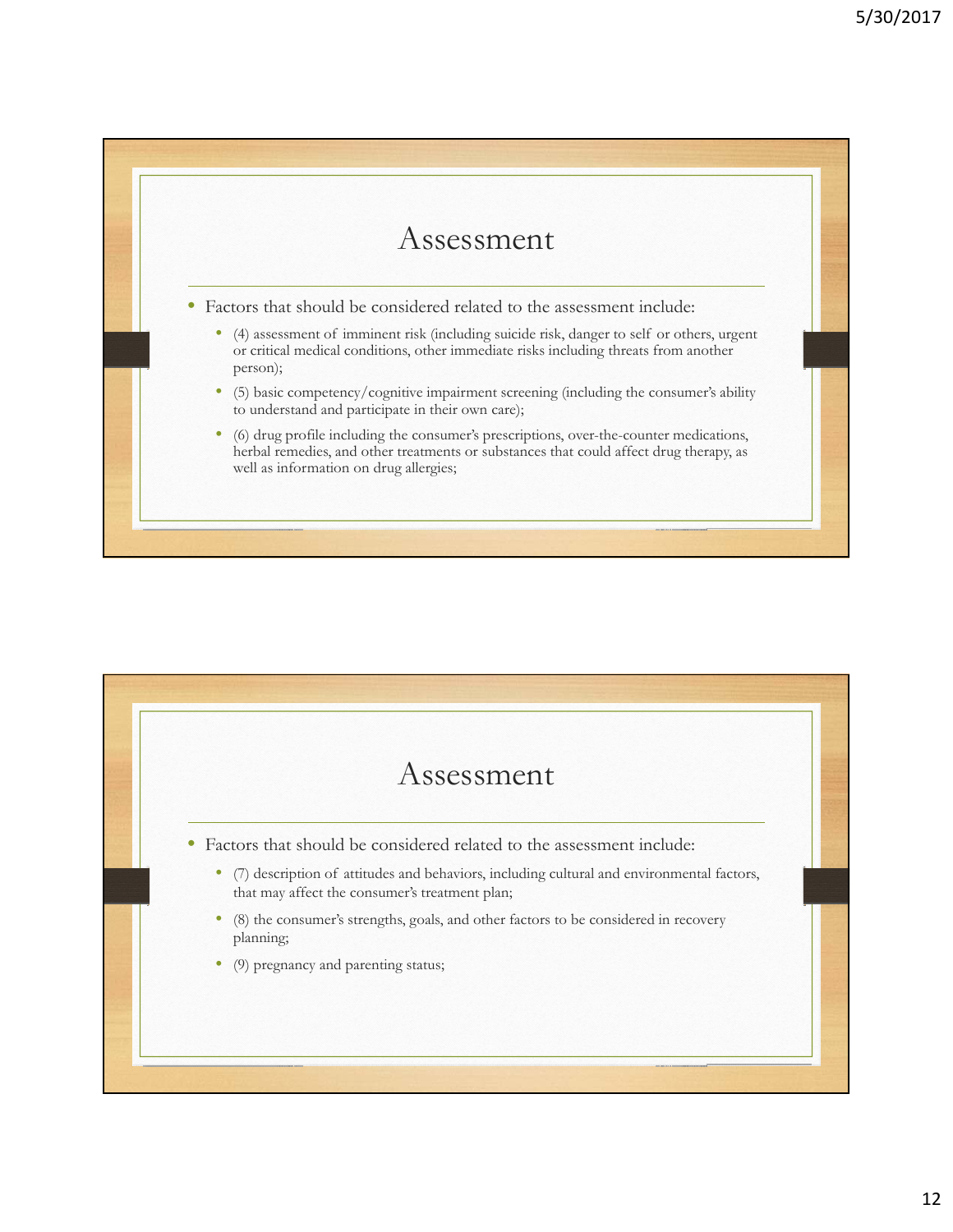## Assessment

- Factors that should be considered related to the assessment include:
  - (4) assessment of imminent risk (including suicide risk, danger to self or others, urgent or critical medical conditions, other immediate risks including threats from another person);
  - (5) basic competency/cognitive impairment screening (including the consumer's ability to understand and participate in their own care);
  - (6) drug profile including the consumer's prescriptions, over-the-counter medications, herbal remedies, and other treatments or substances that could affect drug therapy, as well as information on drug allergies;

## Assessment

- Factors that should be considered related to the assessment include:
  - (7) description of attitudes and behaviors, including cultural and environmental factors, that may affect the consumer's treatment plan;
  - (8) the consumer's strengths, goals, and other factors to be considered in recovery planning;
  - (9) pregnancy and parenting status;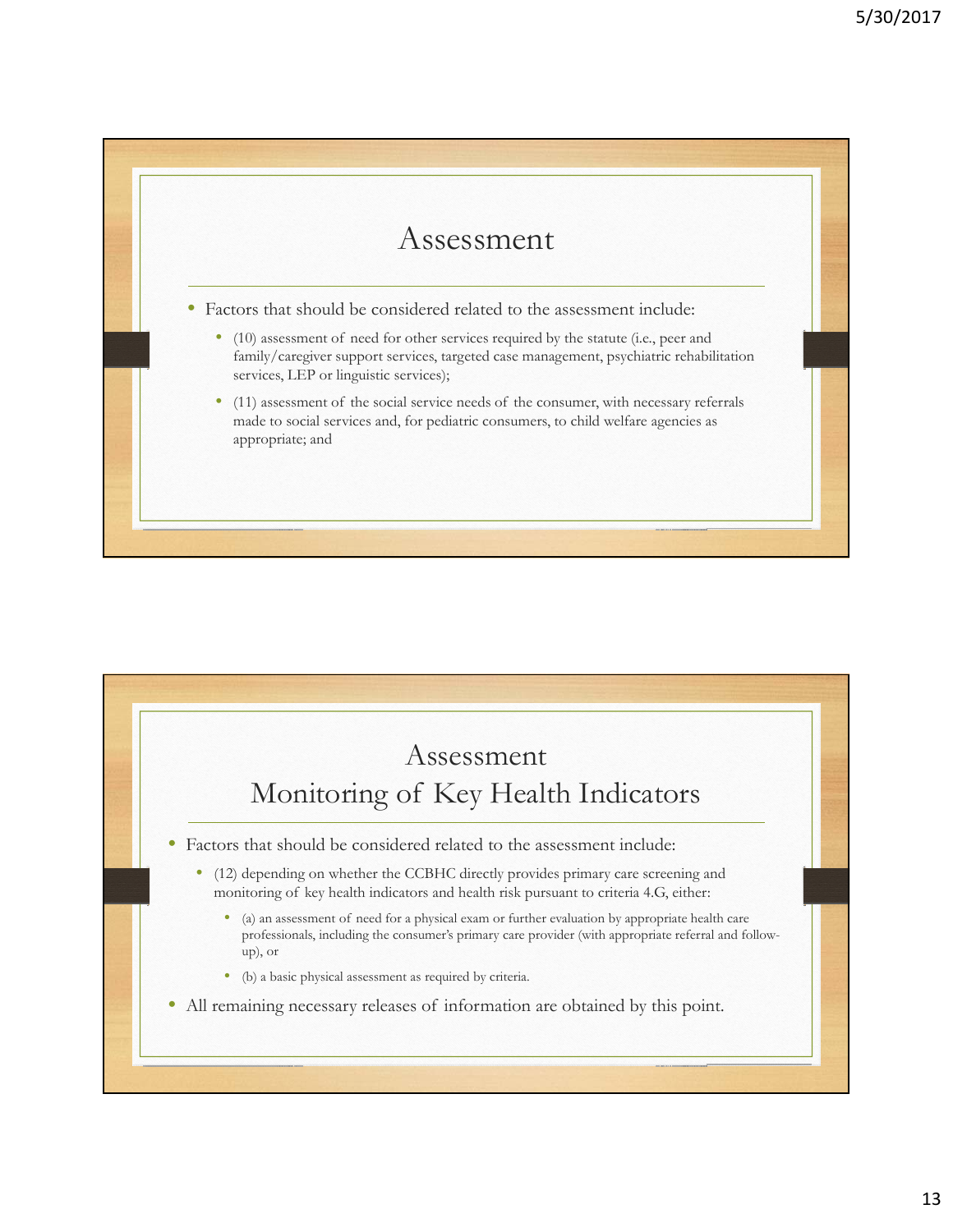## Assessment

- Factors that should be considered related to the assessment include:
  - (10) assessment of need for other services required by the statute (i.e., peer and family/caregiver support services, targeted case management, psychiatric rehabilitation services, LEP or linguistic services);
  - (11) assessment of the social service needs of the consumer, with necessary referrals made to social services and, for pediatric consumers, to child welfare agencies as appropriate; and

## Assessment
## Monitoring of Key Health Indicators

- Factors that should be considered related to the assessment include:
  - (12) depending on whether the CCBHC directly provides primary care screening and monitoring of key health indicators and health risk pursuant to criteria 4.G, either:
    - (a) an assessment of need for a physical exam or further evaluation by appropriate health care professionals, including the consumer's primary care provider (with appropriate referral and follow-up), or
    - (b) a basic physical assessment as required by criteria.
- All remaining necessary releases of information are obtained by this point.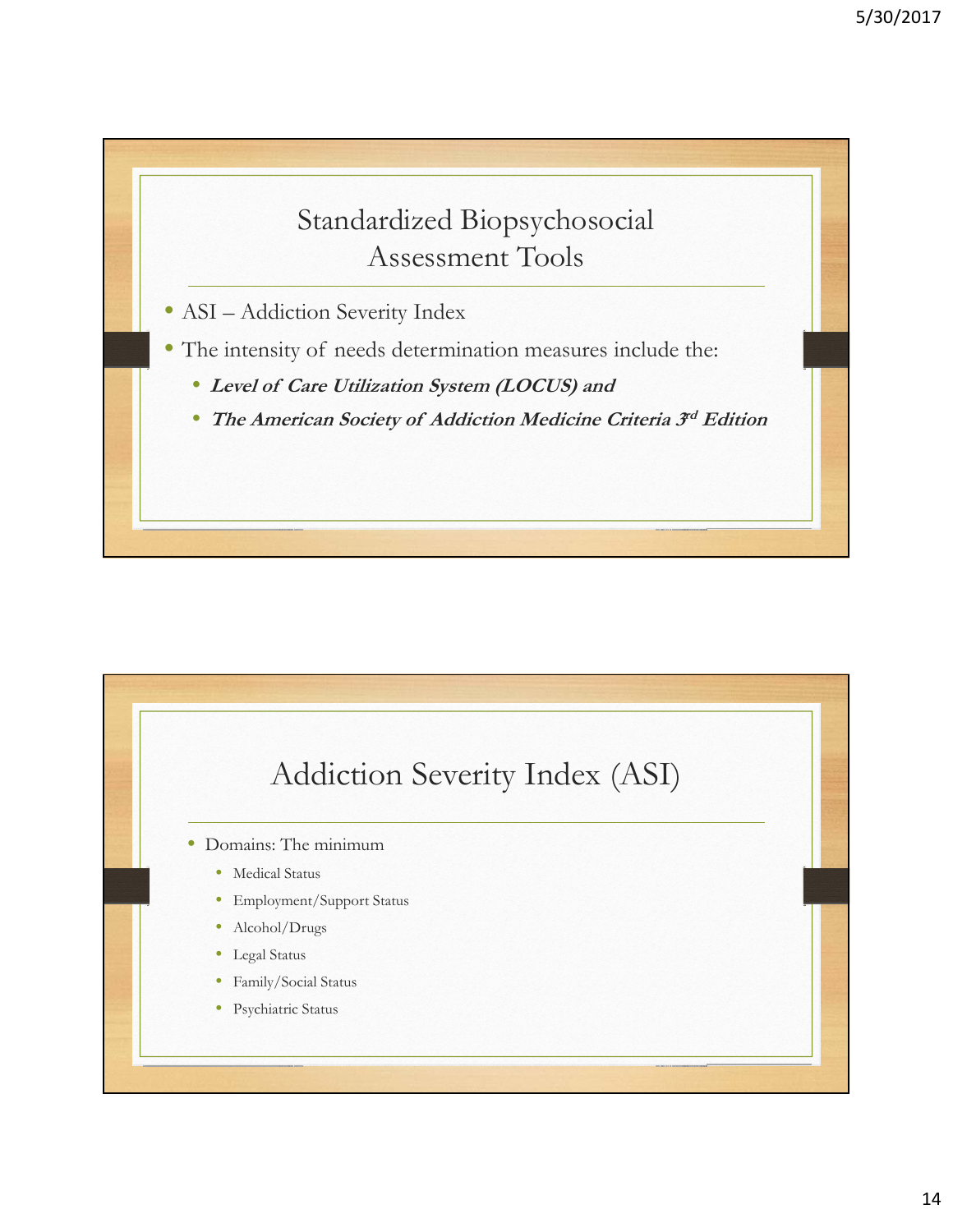## Standardized Biopsychosocial Assessment Tools

- ASI – Addiction Severity Index
- The intensity of needs determination measures include the:
  - ***Level of Care Utilization System (LOCUS) and***
  - ***The American Society of Addiction Medicine Criteria 3rd Edition***

## Addiction Severity Index (ASI)

- Domains: The minimum
  - Medical Status
  - Employment/Support Status
  - Alcohol/Drugs
  - Legal Status
  - Family/Social Status
  - Psychiatric Status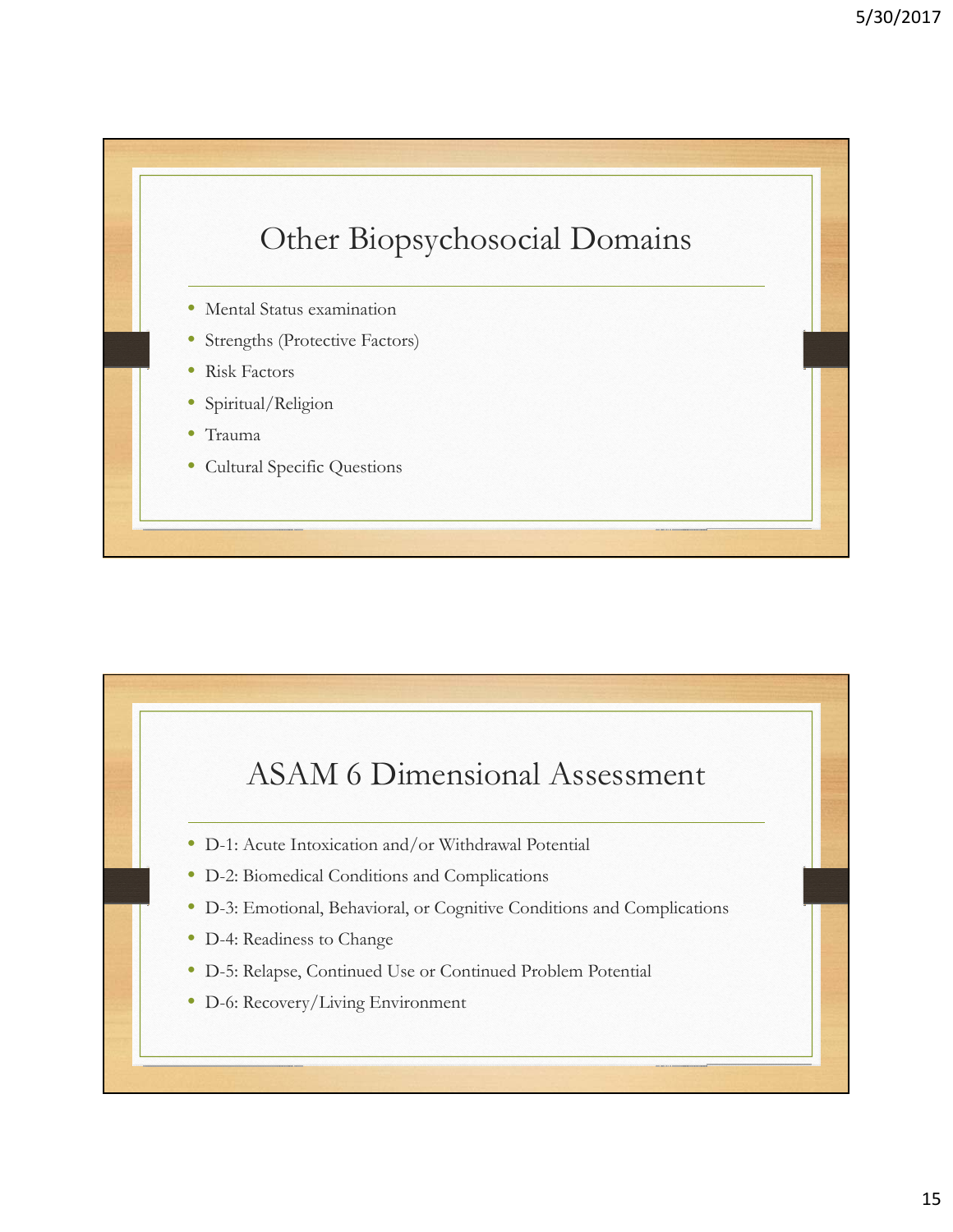## Other Biopsychosocial Domains

- Mental Status examination
- Strengths (Protective Factors)
- Risk Factors
- Spiritual/Religion
- Trauma
- Cultural Specific Questions

## ASAM 6 Dimensional Assessment

- D-1: Acute Intoxication and/or Withdrawal Potential
- D-2: Biomedical Conditions and Complications
- D-3: Emotional, Behavioral, or Cognitive Conditions and Complications
- D-4: Readiness to Change
- D-5: Relapse, Continued Use or Continued Problem Potential
- D-6: Recovery/Living Environment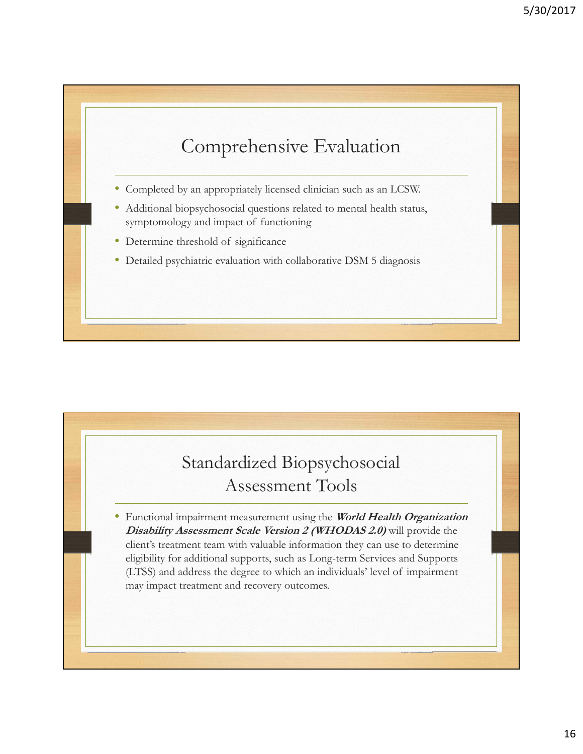## Comprehensive Evaluation

- Completed by an appropriately licensed clinician such as an LCSW.
- Additional biopsychosocial questions related to mental health status, symptomology and impact of functioning
- Determine threshold of significance
- Detailed psychiatric evaluation with collaborative DSM 5 diagnosis

## Standardized Biopsychosocial Assessment Tools

- Functional impairment measurement using the ***World Health Organization Disability Assessment Scale Version 2 (WHODAS 2.0)*** will provide the client's treatment team with valuable information they can use to determine eligibility for additional supports, such as Long-term Services and Supports (LTSS) and address the degree to which an individuals' level of impairment may impact treatment and recovery outcomes.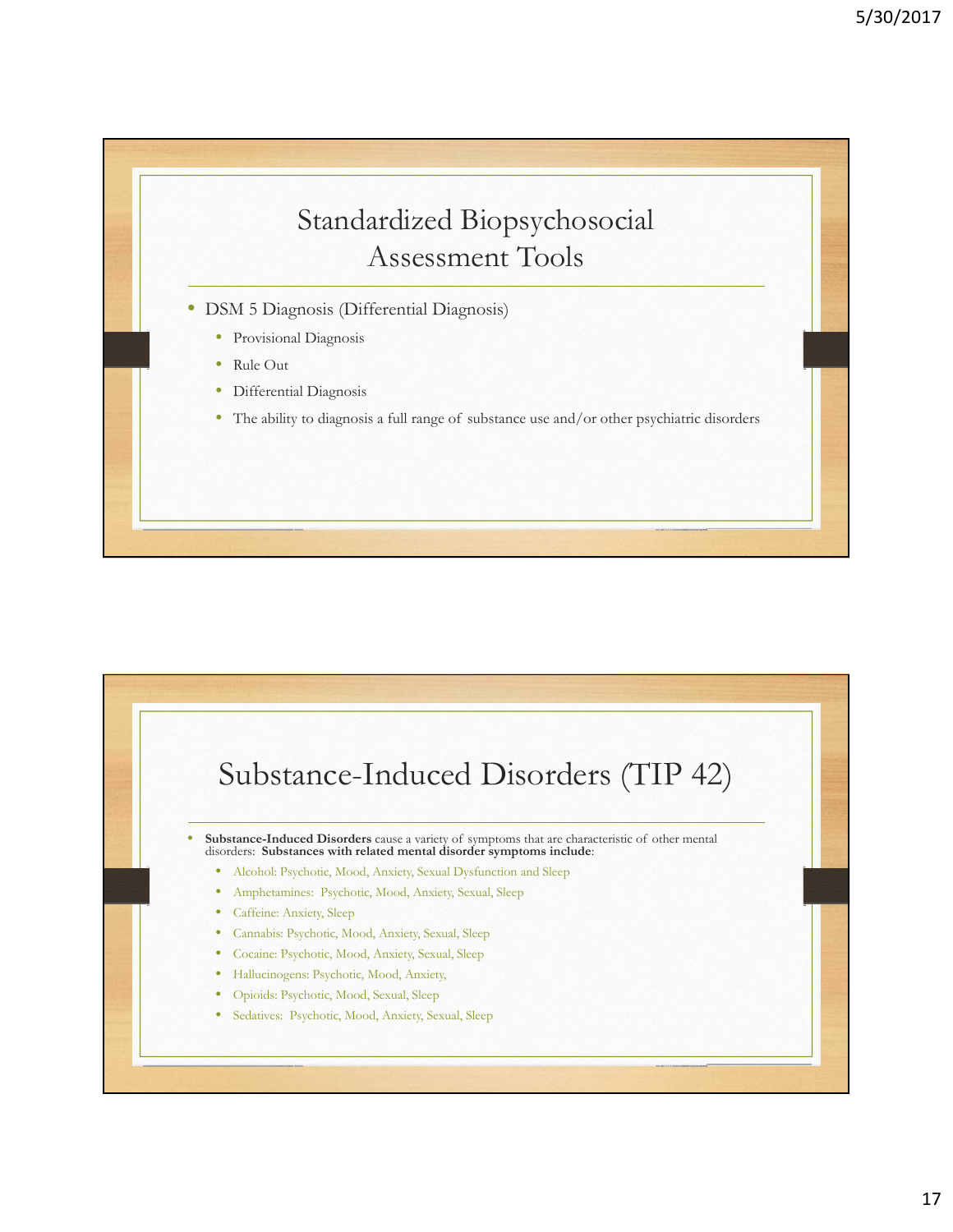## Standardized Biopsychosocial Assessment Tools

- DSM 5 Diagnosis (Differential Diagnosis)
  - Provisional Diagnosis
  - Rule Out
  - Differential Diagnosis
  - The ability to diagnosis a full range of substance use and/or other psychiatric disorders

## Substance-Induced Disorders (TIP 42)

- **Substance-Induced Disorders** cause a variety of symptoms that are characteristic of other mental disorders: **Substances with related mental disorder symptoms include**:
  - Alcohol: Psychotic, Mood, Anxiety, Sexual Dysfunction and Sleep
  - Amphetamines: Psychotic, Mood, Anxiety, Sexual, Sleep
  - Caffeine: Anxiety, Sleep
  - Cannabis: Psychotic, Mood, Anxiety, Sexual, Sleep
  - Cocaine: Psychotic, Mood, Anxiety, Sexual, Sleep
  - Hallucinogens: Psychotic, Mood, Anxiety,
  - Opioids: Psychotic, Mood, Sexual, Sleep
  - Sedatives: Psychotic, Mood, Anxiety, Sexual, Sleep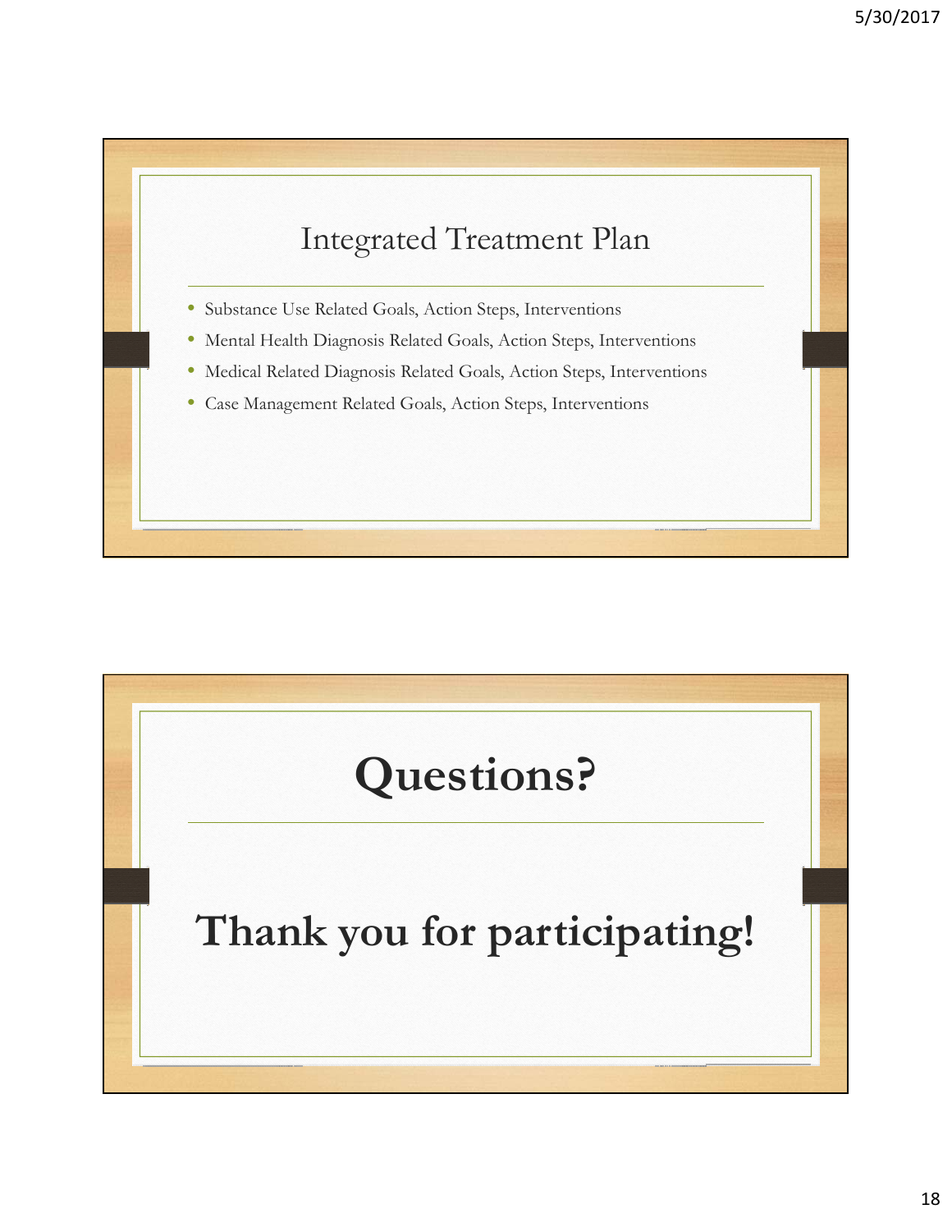## Integrated Treatment Plan

- Substance Use Related Goals, Action Steps, Interventions
- Mental Health Diagnosis Related Goals, Action Steps, Interventions
- Medical Related Diagnosis Related Goals, Action Steps, Interventions
- Case Management Related Goals, Action Steps, Interventions

# Questions?

**Thank you for participating!**